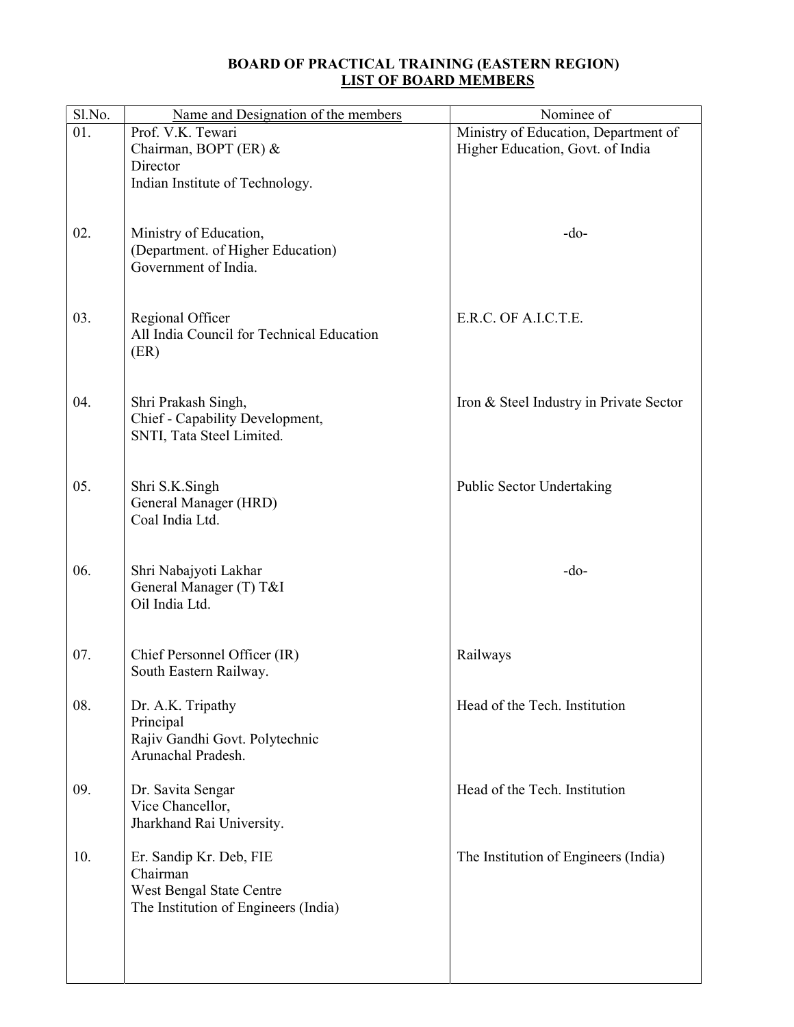# BOARD OF PRACTICAL TRAINING (EASTERN REGION)

## LIST OF BOARD MEMBERS

| Sl.No. | Name and Designation of the members | Nominee of |
|---|---|---|
| 01. | Prof. V.K. Tewari<br>Chairman, BOPT (ER) &<br>Director<br>Indian Institute of Technology. | Ministry of Education, Department of Higher Education, Govt. of India |
| 02. | Ministry of Education,<br>(Department. of Higher Education)<br>Government of India. | -do- |
| 03. | Regional Officer<br>All India Council for Technical Education<br>(ER) | E.R.C. OF A.I.C.T.E. |
| 04. | Shri Prakash Singh,<br>Chief - Capability Development,<br>SNTI, Tata Steel Limited. | Iron & Steel Industry in Private Sector |
| 05. | Shri S.K.Singh<br>General Manager (HRD)<br>Coal India Ltd. | Public Sector Undertaking |
| 06. | Shri Nabajyoti Lakhar<br>General Manager (T) T&I<br>Oil India Ltd. | -do- |
| 07. | Chief Personnel Officer (IR)<br>South Eastern Railway. | Railways |
| 08. | Dr. A.K. Tripathy<br>Principal<br>Rajiv Gandhi Govt. Polytechnic<br>Arunachal Pradesh. | Head of the Tech. Institution |
| 09. | Dr. Savita Sengar<br>Vice Chancellor,<br>Jharkhand Rai University. | Head of the Tech. Institution |
| 10. | Er. Sandip Kr. Deb, FIE<br>Chairman<br>West Bengal State Centre<br>The Institution of Engineers (India) | The Institution of Engineers (India) |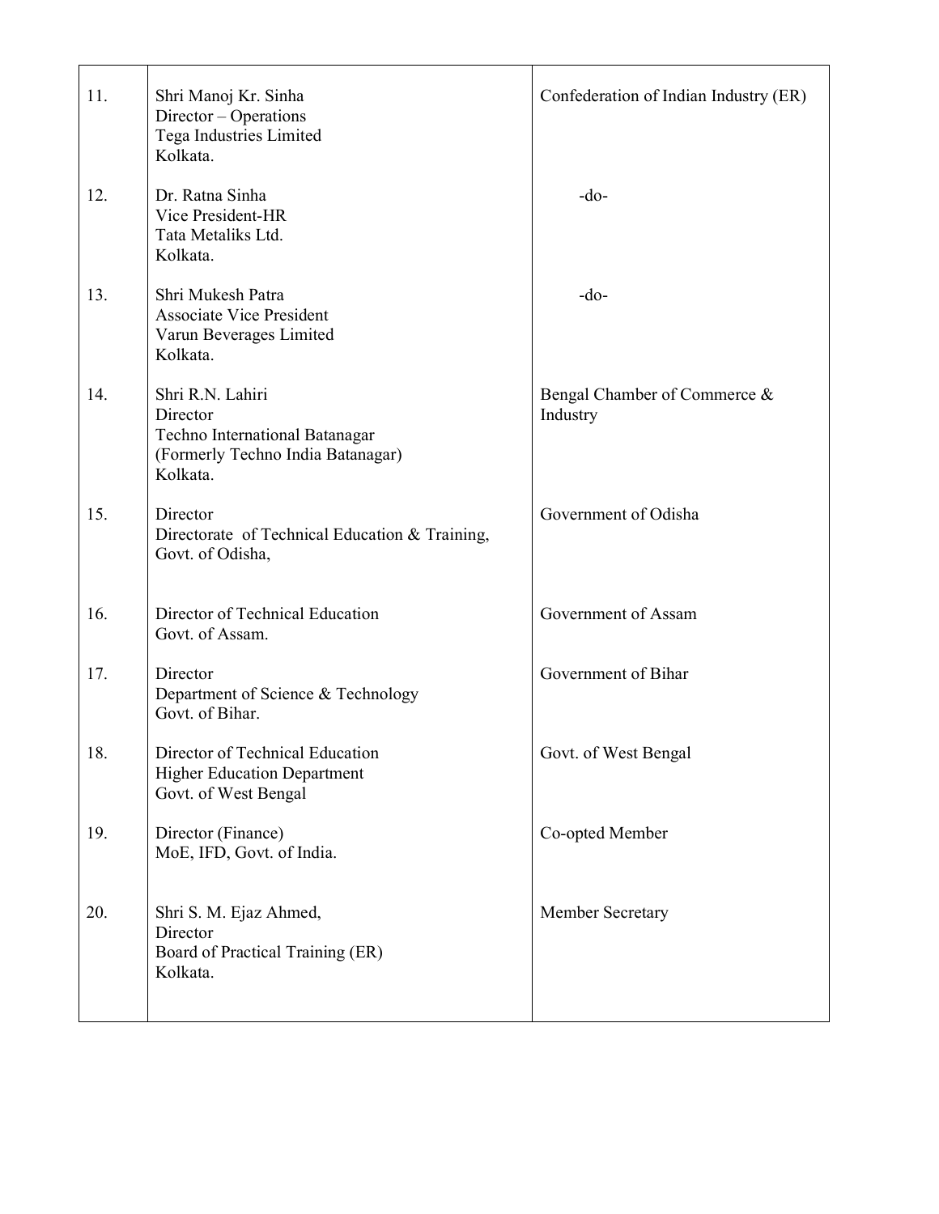| | | |
|---|---|---|
| 11. | Shri Manoj Kr. Sinha<br>Director – Operations<br>Tega Industries Limited<br>Kolkata. | Confederation of Indian Industry (ER) |
| 12. | Dr. Ratna Sinha<br>Vice President-HR<br>Tata Metaliks Ltd.<br>Kolkata. | -do- |
| 13. | Shri Mukesh Patra<br>Associate Vice President<br>Varun Beverages Limited<br>Kolkata. | -do- |
| 14. | Shri R.N. Lahiri<br>Director<br>Techno International Batanagar<br>(Formerly Techno India Batanagar)<br>Kolkata. | Bengal Chamber of Commerce & Industry |
| 15. | Director<br>Directorate of Technical Education & Training,<br>Govt. of Odisha, | Government of Odisha |
| 16. | Director of Technical Education<br>Govt. of Assam. | Government of Assam |
| 17. | Director<br>Department of Science & Technology<br>Govt. of Bihar. | Government of Bihar |
| 18. | Director of Technical Education<br>Higher Education Department<br>Govt. of West Bengal | Govt. of West Bengal |
| 19. | Director (Finance)<br>MoE, IFD, Govt. of India. | Co-opted Member |
| 20. | Shri S. M. Ejaz Ahmed,<br>Director<br>Board of Practical Training (ER)<br>Kolkata. | Member Secretary |